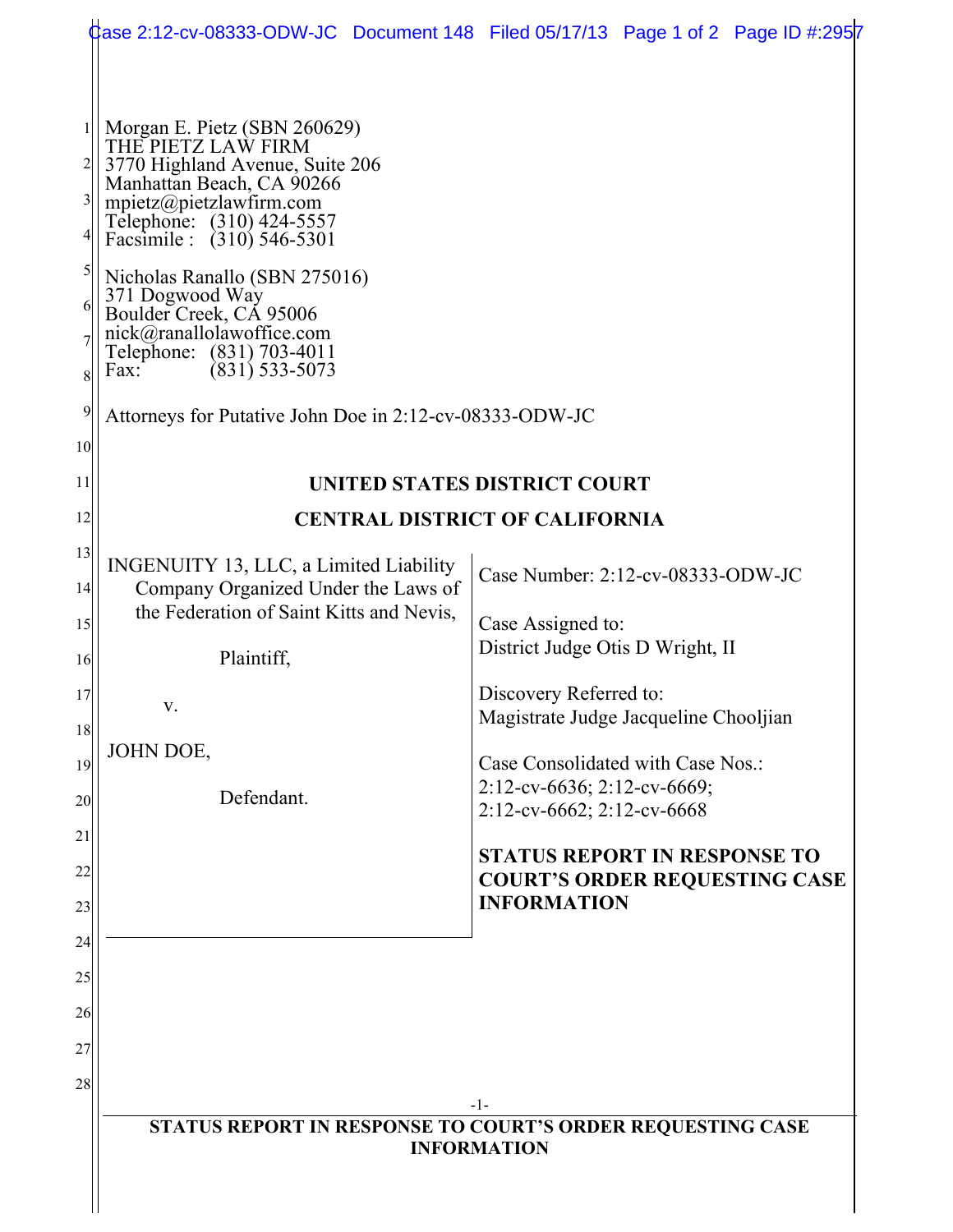Morgan E. Pietz (SBN 260629)
THE PIETZ LAW FIRM
3770 Highland Avenue, Suite 206
Manhattan Beach, CA 90266
mpietz@pietzlawfirm.com
Telephone: (310) 424-5557
Facsimile : (310) 546-5301

Nicholas Ranallo (SBN 275016)
371 Dogwood Way
Boulder Creek, CA 95006
nick@ranallolawoffice.com
Telephone: (831) 703-4011
Fax: (831) 533-5073

Attorneys for Putative John Doe in 2:12-cv-08333-ODW-JC

**UNITED STATES DISTRICT COURT**

**CENTRAL DISTRICT OF CALIFORNIA**

INGENUITY 13, LLC, a Limited Liability Company Organized Under the Laws of the Federation of Saint Kitts and Nevis,

Plaintiff,

v.

JOHN DOE,

Defendant.

Case Number: 2:12-cv-08333-ODW-JC

Case Assigned to:
District Judge Otis D Wright, II

Discovery Referred to:
Magistrate Judge Jacqueline Chooljian

Case Consolidated with Case Nos.:
2:12-cv-6636; 2:12-cv-6669;
2:12-cv-6662; 2:12-cv-6668

**STATUS REPORT IN RESPONSE TO COURT'S ORDER REQUESTING CASE INFORMATION**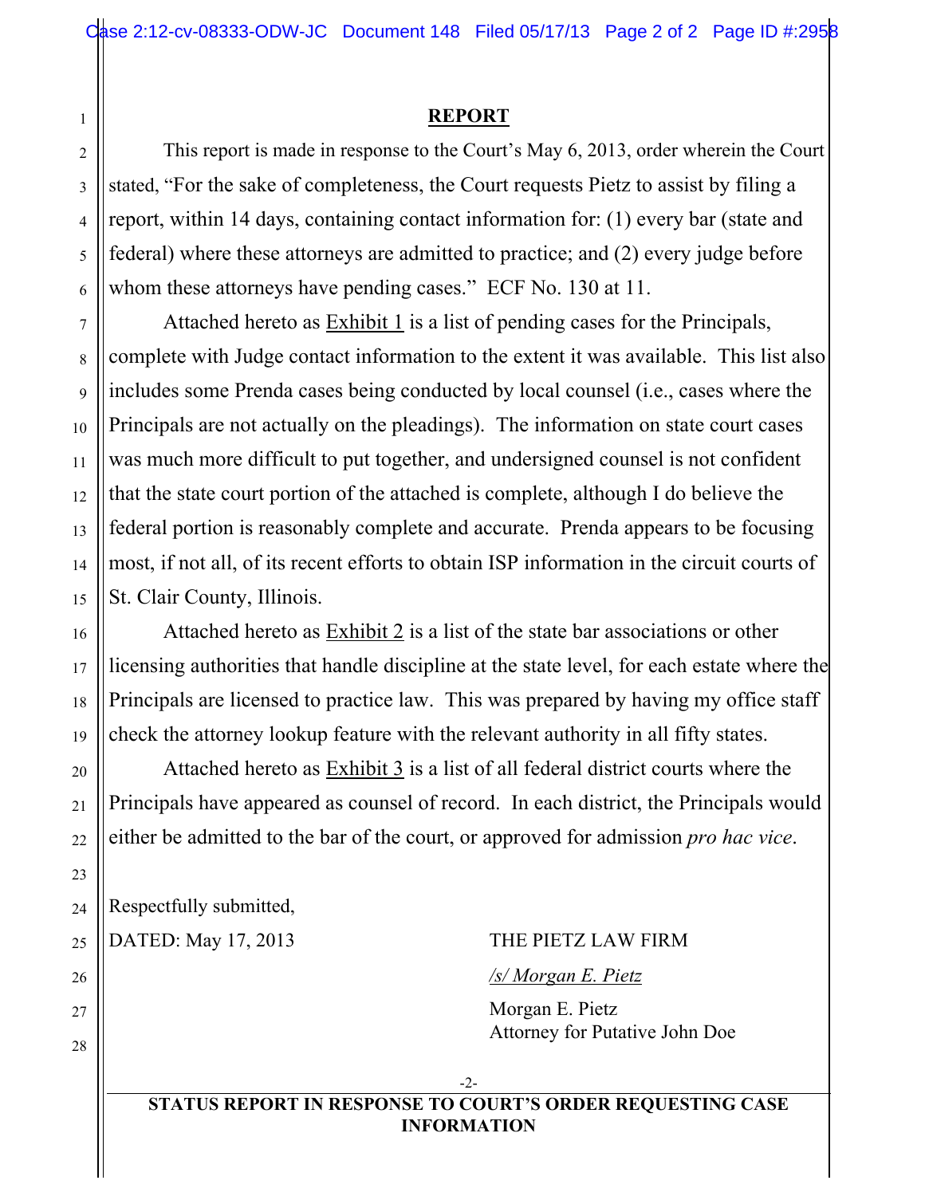**REPORT**

This report is made in response to the Court's May 6, 2013, order wherein the Court stated, "For the sake of completeness, the Court requests Pietz to assist by filing a report, within 14 days, containing contact information for: (1) every bar (state and federal) where these attorneys are admitted to practice; and (2) every judge before whom these attorneys have pending cases." ECF No. 130 at 11.

Attached hereto as Exhibit 1 is a list of pending cases for the Principals, complete with Judge contact information to the extent it was available. This list also includes some Prenda cases being conducted by local counsel (i.e., cases where the Principals are not actually on the pleadings). The information on state court cases was much more difficult to put together, and undersigned counsel is not confident that the state court portion of the attached is complete, although I do believe the federal portion is reasonably complete and accurate. Prenda appears to be focusing most, if not all, of its recent efforts to obtain ISP information in the circuit courts of St. Clair County, Illinois.

Attached hereto as Exhibit 2 is a list of the state bar associations or other licensing authorities that handle discipline at the state level, for each estate where the Principals are licensed to practice law. This was prepared by having my office staff check the attorney lookup feature with the relevant authority in all fifty states.

Attached hereto as Exhibit 3 is a list of all federal district courts where the Principals have appeared as counsel of record. In each district, the Principals would either be admitted to the bar of the court, or approved for admission *pro hac vice*.

Respectfully submitted,

DATED: May 17, 2013

THE PIETZ LAW FIRM

/s/ Morgan E. Pietz

Morgan E. Pietz
Attorney for Putative John Doe

**STATUS REPORT IN RESPONSE TO COURT'S ORDER REQUESTING CASE INFORMATION**